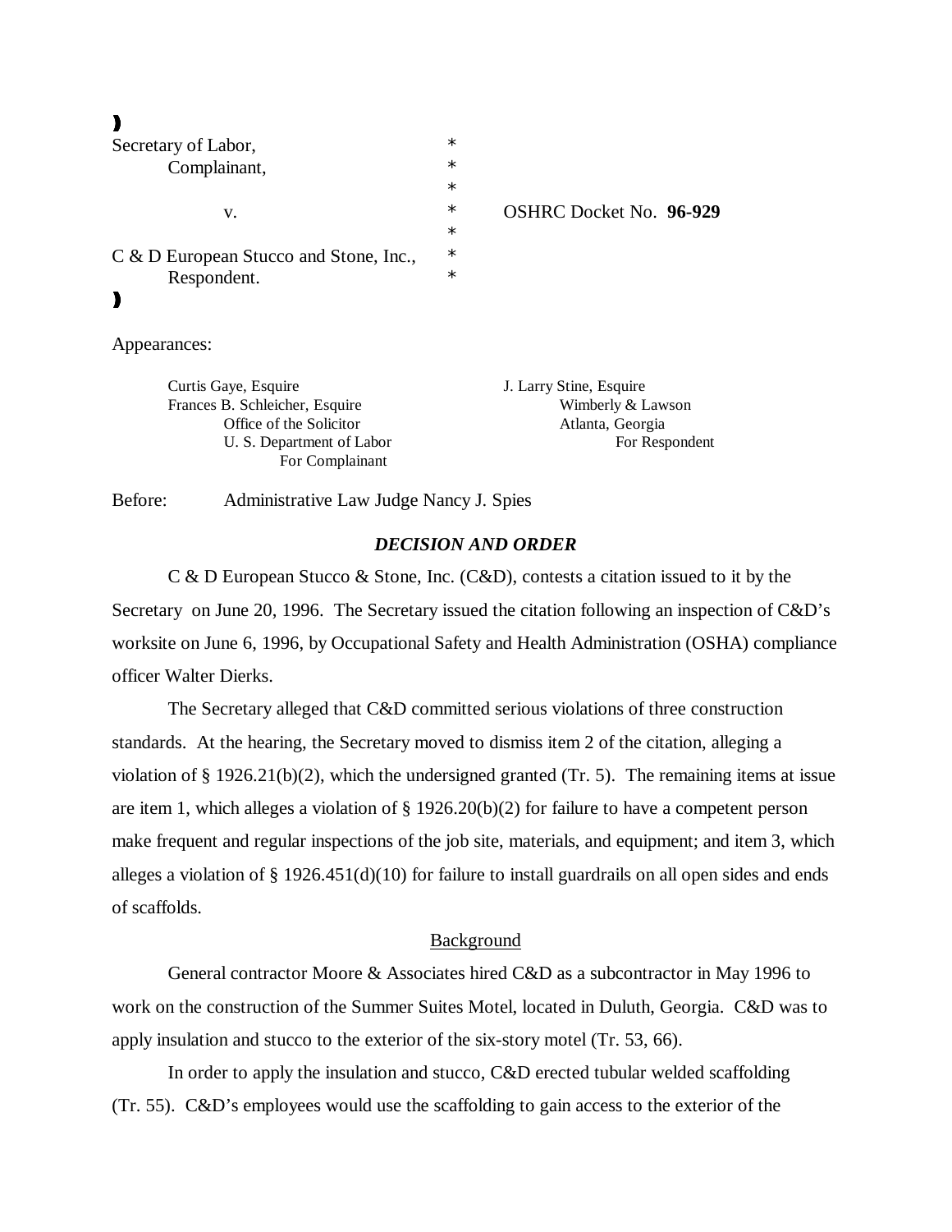| | | |
|---|---|---|
| Secretary of Labor, | * | |
| Complainant, | * | |
| | * | |
| v. | * | OSHRC Docket No. **96-929** |
| | * | |
| C & D European Stucco and Stone, Inc., | * | |
| Respondent. | * | |

Appearances:

| | |
|---|---|
| Curtis Gaye, Esquire | J. Larry Stine, Esquire |
| Frances B. Schleicher, Esquire | Wimberly & Lawson |
| Office of the Solicitor | Atlanta, Georgia |
| U. S. Department of Labor | For Respondent |
| For Complainant | |

Before: Administrative Law Judge Nancy J. Spies

## *DECISION AND ORDER*

C & D European Stucco & Stone, Inc. (C&D), contests a citation issued to it by the Secretary on June 20, 1996. The Secretary issued the citation following an inspection of C&D's worksite on June 6, 1996, by Occupational Safety and Health Administration (OSHA) compliance officer Walter Dierks.

The Secretary alleged that C&D committed serious violations of three construction standards. At the hearing, the Secretary moved to dismiss item 2 of the citation, alleging a violation of § 1926.21(b)(2), which the undersigned granted (Tr. 5). The remaining items at issue are item 1, which alleges a violation of § 1926.20(b)(2) for failure to have a competent person make frequent and regular inspections of the job site, materials, and equipment; and item 3, which alleges a violation of § 1926.451(d)(10) for failure to install guardrails on all open sides and ends of scaffolds.

### Background

General contractor Moore & Associates hired C&D as a subcontractor in May 1996 to work on the construction of the Summer Suites Motel, located in Duluth, Georgia. C&D was to apply insulation and stucco to the exterior of the six-story motel (Tr. 53, 66).

In order to apply the insulation and stucco, C&D erected tubular welded scaffolding (Tr. 55). C&D's employees would use the scaffolding to gain access to the exterior of the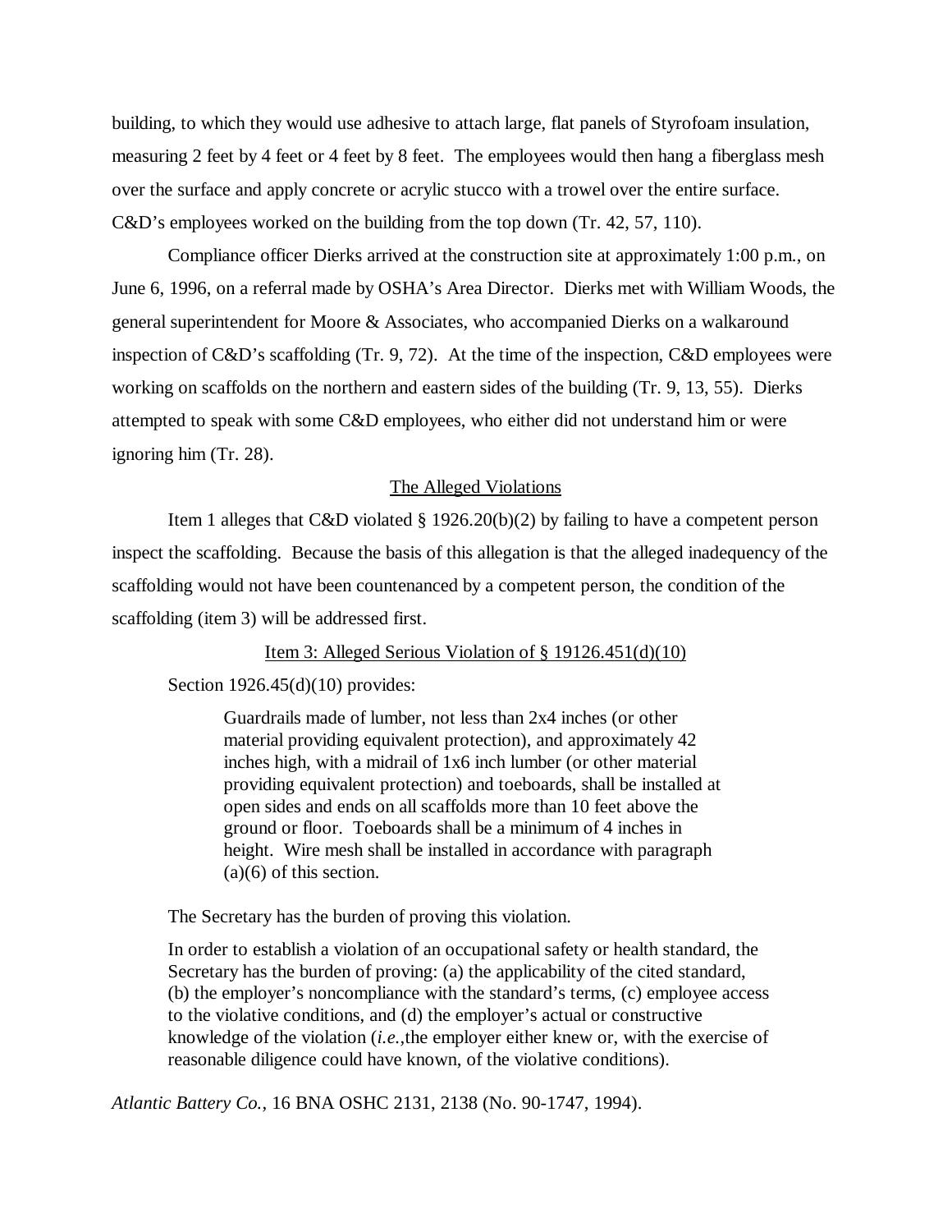building, to which they would use adhesive to attach large, flat panels of Styrofoam insulation, measuring 2 feet by 4 feet or 4 feet by 8 feet. The employees would then hang a fiberglass mesh over the surface and apply concrete or acrylic stucco with a trowel over the entire surface. C&D's employees worked on the building from the top down (Tr. 42, 57, 110).

Compliance officer Dierks arrived at the construction site at approximately 1:00 p.m., on June 6, 1996, on a referral made by OSHA's Area Director. Dierks met with William Woods, the general superintendent for Moore & Associates, who accompanied Dierks on a walkaround inspection of C&D's scaffolding (Tr. 9, 72). At the time of the inspection, C&D employees were working on scaffolds on the northern and eastern sides of the building (Tr. 9, 13, 55). Dierks attempted to speak with some C&D employees, who either did not understand him or were ignoring him (Tr. 28).

## The Alleged Violations

Item 1 alleges that C&D violated § 1926.20(b)(2) by failing to have a competent person inspect the scaffolding. Because the basis of this allegation is that the alleged inadequency of the scaffolding would not have been countenanced by a competent person, the condition of the scaffolding (item 3) will be addressed first.

### Item 3: Alleged Serious Violation of § 19126.451(d)(10)

Section 1926.45(d)(10) provides:

> Guardrails made of lumber, not less than 2x4 inches (or other material providing equivalent protection), and approximately 42 inches high, with a midrail of 1x6 inch lumber (or other material providing equivalent protection) and toeboards, shall be installed at open sides and ends on all scaffolds more than 10 feet above the ground or floor. Toeboards shall be a minimum of 4 inches in height. Wire mesh shall be installed in accordance with paragraph (a)(6) of this section.

The Secretary has the burden of proving this violation.

> In order to establish a violation of an occupational safety or health standard, the Secretary has the burden of proving: (a) the applicability of the cited standard, (b) the employer's noncompliance with the standard's terms, (c) employee access to the violative conditions, and (d) the employer's actual or constructive knowledge of the violation (*i.e.,*the employer either knew or, with the exercise of reasonable diligence could have known, of the violative conditions).

*Atlantic Battery Co.,* 16 BNA OSHC 2131, 2138 (No. 90-1747, 1994).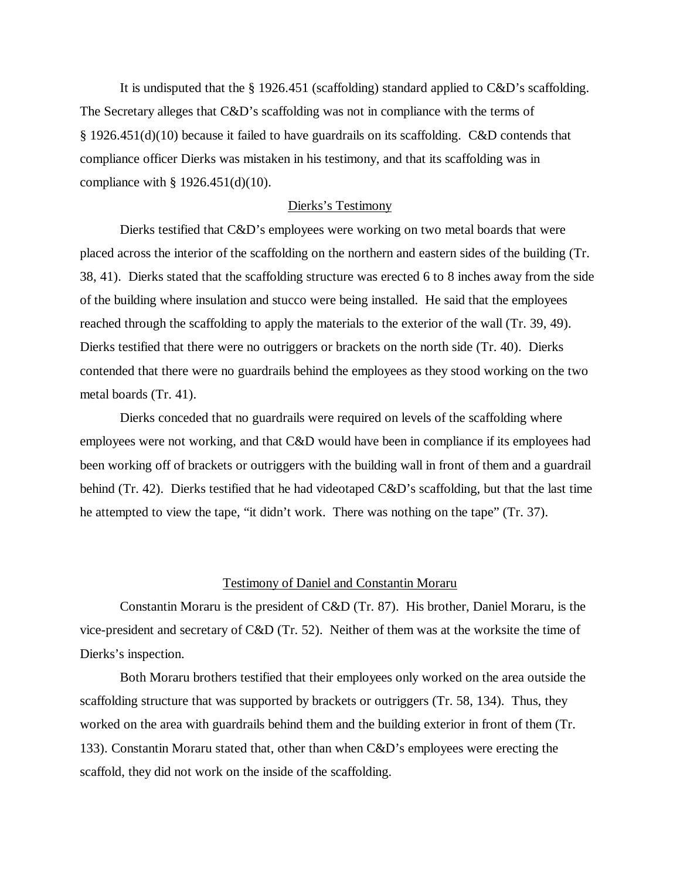It is undisputed that the § 1926.451 (scaffolding) standard applied to C&D's scaffolding. The Secretary alleges that C&D's scaffolding was not in compliance with the terms of § 1926.451(d)(10) because it failed to have guardrails on its scaffolding. C&D contends that compliance officer Dierks was mistaken in his testimony, and that its scaffolding was in compliance with § 1926.451(d)(10).

<u>Dierks's Testimony</u>

Dierks testified that C&D's employees were working on two metal boards that were placed across the interior of the scaffolding on the northern and eastern sides of the building (Tr. 38, 41). Dierks stated that the scaffolding structure was erected 6 to 8 inches away from the side of the building where insulation and stucco were being installed. He said that the employees reached through the scaffolding to apply the materials to the exterior of the wall (Tr. 39, 49). Dierks testified that there were no outriggers or brackets on the north side (Tr. 40). Dierks contended that there were no guardrails behind the employees as they stood working on the two metal boards (Tr. 41).

Dierks conceded that no guardrails were required on levels of the scaffolding where employees were not working, and that C&D would have been in compliance if its employees had been working off of brackets or outriggers with the building wall in front of them and a guardrail behind (Tr. 42). Dierks testified that he had videotaped C&D's scaffolding, but that the last time he attempted to view the tape, "it didn't work. There was nothing on the tape" (Tr. 37).

<u>Testimony of Daniel and Constantin Moraru</u>

Constantin Moraru is the president of C&D (Tr. 87). His brother, Daniel Moraru, is the vice-president and secretary of C&D (Tr. 52). Neither of them was at the worksite the time of Dierks's inspection.

Both Moraru brothers testified that their employees only worked on the area outside the scaffolding structure that was supported by brackets or outriggers (Tr. 58, 134). Thus, they worked on the area with guardrails behind them and the building exterior in front of them (Tr. 133). Constantin Moraru stated that, other than when C&D's employees were erecting the scaffold, they did not work on the inside of the scaffolding.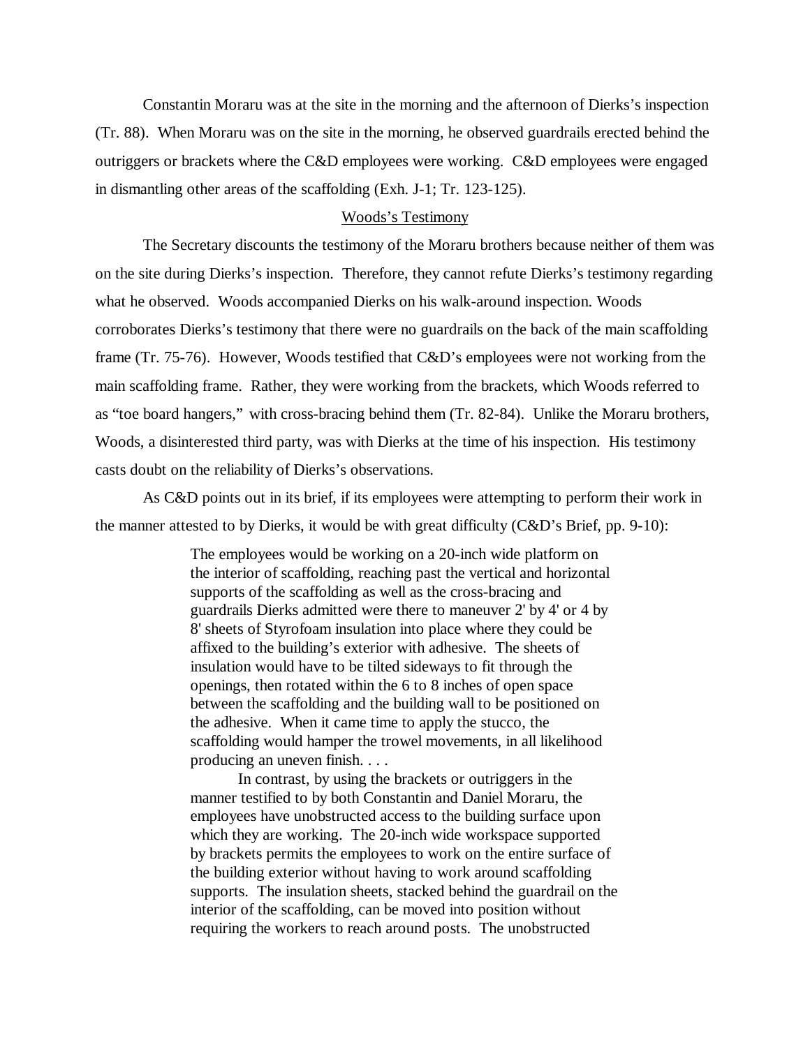Constantin Moraru was at the site in the morning and the afternoon of Dierks's inspection (Tr. 88). When Moraru was on the site in the morning, he observed guardrails erected behind the outriggers or brackets where the C&D employees were working. C&D employees were engaged in dismantling other areas of the scaffolding (Exh. J-1; Tr. 123-125).

Woods's Testimony

The Secretary discounts the testimony of the Moraru brothers because neither of them was on the site during Dierks's inspection. Therefore, they cannot refute Dierks's testimony regarding what he observed. Woods accompanied Dierks on his walk-around inspection. Woods corroborates Dierks's testimony that there were no guardrails on the back of the main scaffolding frame (Tr. 75-76). However, Woods testified that C&D's employees were not working from the main scaffolding frame. Rather, they were working from the brackets, which Woods referred to as "toe board hangers," with cross-bracing behind them (Tr. 82-84). Unlike the Moraru brothers, Woods, a disinterested third party, was with Dierks at the time of his inspection. His testimony casts doubt on the reliability of Dierks's observations.

As C&D points out in its brief, if its employees were attempting to perform their work in the manner attested to by Dierks, it would be with great difficulty (C&D's Brief, pp. 9-10):

> The employees would be working on a 20-inch wide platform on the interior of scaffolding, reaching past the vertical and horizontal supports of the scaffolding as well as the cross-bracing and guardrails Dierks admitted were there to maneuver 2' by 4' or 4 by 8' sheets of Styrofoam insulation into place where they could be affixed to the building's exterior with adhesive. The sheets of insulation would have to be tilted sideways to fit through the openings, then rotated within the 6 to 8 inches of open space between the scaffolding and the building wall to be positioned on the adhesive. When it came time to apply the stucco, the scaffolding would hamper the trowel movements, in all likelihood producing an uneven finish. . . .
>
> In contrast, by using the brackets or outriggers in the manner testified to by both Constantin and Daniel Moraru, the employees have unobstructed access to the building surface upon which they are working. The 20-inch wide workspace supported by brackets permits the employees to work on the entire surface of the building exterior without having to work around scaffolding supports. The insulation sheets, stacked behind the guardrail on the interior of the scaffolding, can be moved into position without requiring the workers to reach around posts. The unobstructed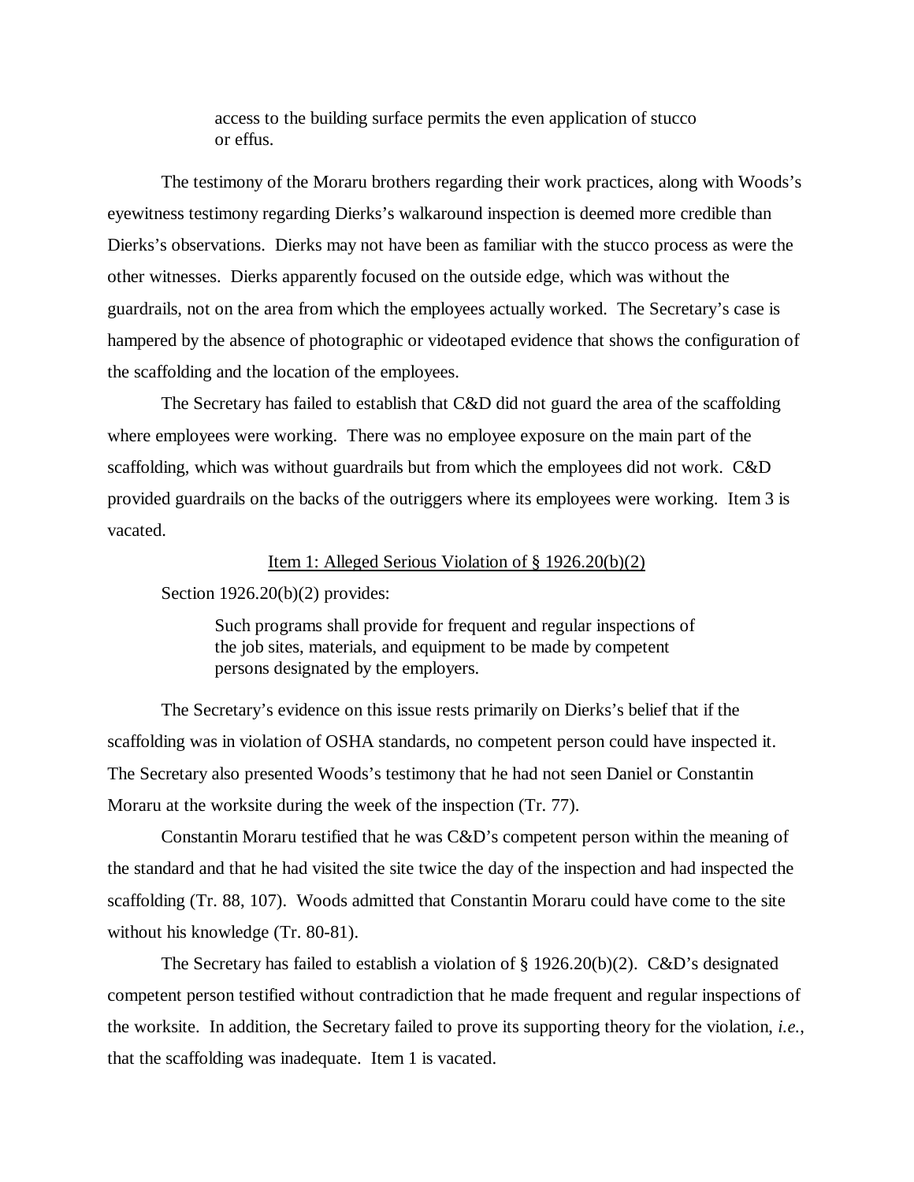> access to the building surface permits the even application of stucco or effus.

The testimony of the Moraru brothers regarding their work practices, along with Woods's eyewitness testimony regarding Dierks's walkaround inspection is deemed more credible than Dierks's observations. Dierks may not have been as familiar with the stucco process as were the other witnesses. Dierks apparently focused on the outside edge, which was without the guardrails, not on the area from which the employees actually worked. The Secretary's case is hampered by the absence of photographic or videotaped evidence that shows the configuration of the scaffolding and the location of the employees.

The Secretary has failed to establish that C&D did not guard the area of the scaffolding where employees were working. There was no employee exposure on the main part of the scaffolding, which was without guardrails but from which the employees did not work. C&D provided guardrails on the backs of the outriggers where its employees were working. Item 3 is vacated.

<u>Item 1: Alleged Serious Violation of § 1926.20(b)(2)</u>

Section 1926.20(b)(2) provides:

> Such programs shall provide for frequent and regular inspections of the job sites, materials, and equipment to be made by competent persons designated by the employers.

The Secretary's evidence on this issue rests primarily on Dierks's belief that if the scaffolding was in violation of OSHA standards, no competent person could have inspected it. The Secretary also presented Woods's testimony that he had not seen Daniel or Constantin Moraru at the worksite during the week of the inspection (Tr. 77).

Constantin Moraru testified that he was C&D's competent person within the meaning of the standard and that he had visited the site twice the day of the inspection and had inspected the scaffolding (Tr. 88, 107). Woods admitted that Constantin Moraru could have come to the site without his knowledge (Tr. 80-81).

The Secretary has failed to establish a violation of § 1926.20(b)(2). C&D's designated competent person testified without contradiction that he made frequent and regular inspections of the worksite. In addition, the Secretary failed to prove its supporting theory for the violation, *i.e.*, that the scaffolding was inadequate. Item 1 is vacated.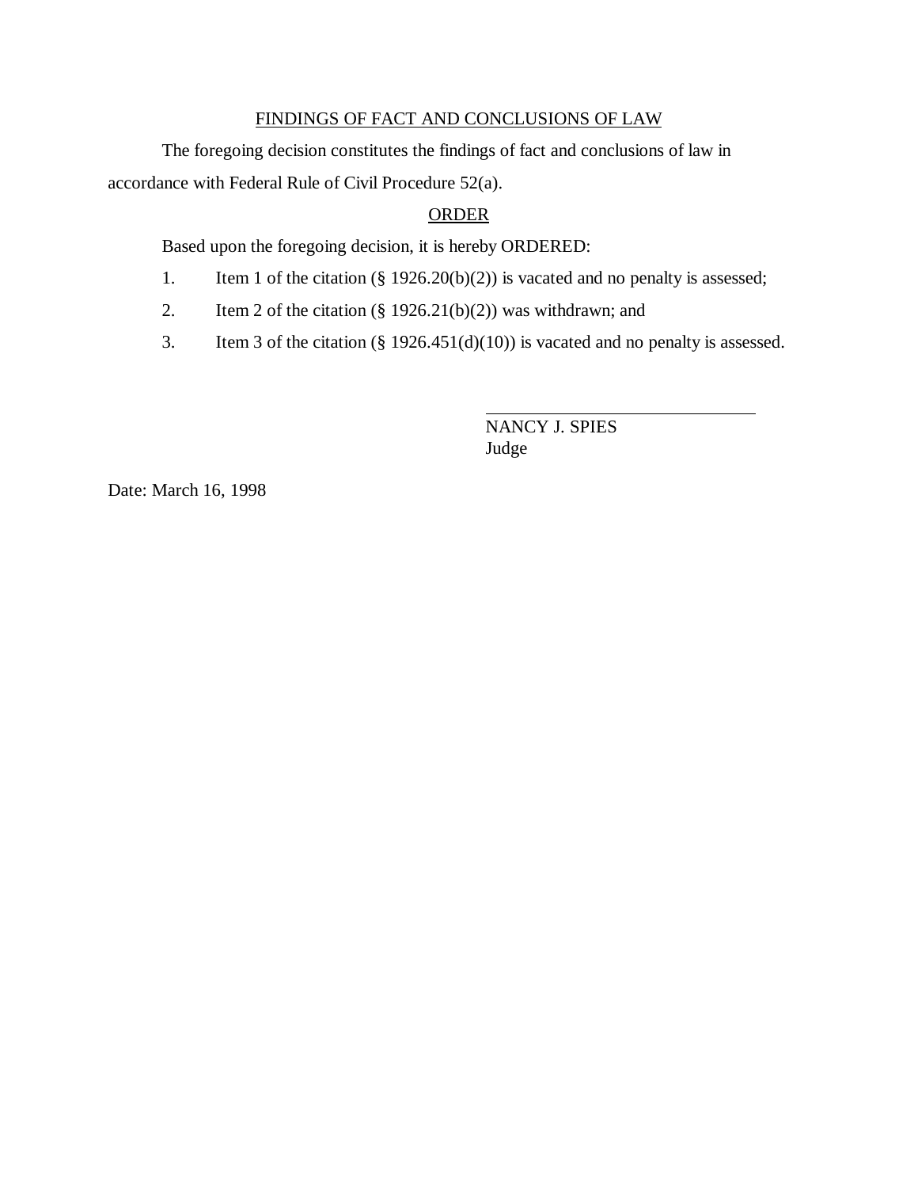## FINDINGS OF FACT AND CONCLUSIONS OF LAW

The foregoing decision constitutes the findings of fact and conclusions of law in accordance with Federal Rule of Civil Procedure 52(a).

## ORDER

Based upon the foregoing decision, it is hereby ORDERED:

1. Item 1 of the citation (§ 1926.20(b)(2)) is vacated and no penalty is assessed;
2. Item 2 of the citation (§ 1926.21(b)(2)) was withdrawn; and
3. Item 3 of the citation (§ 1926.451(d)(10)) is vacated and no penalty is assessed.

NANCY J. SPIES
Judge

Date: March 16, 1998